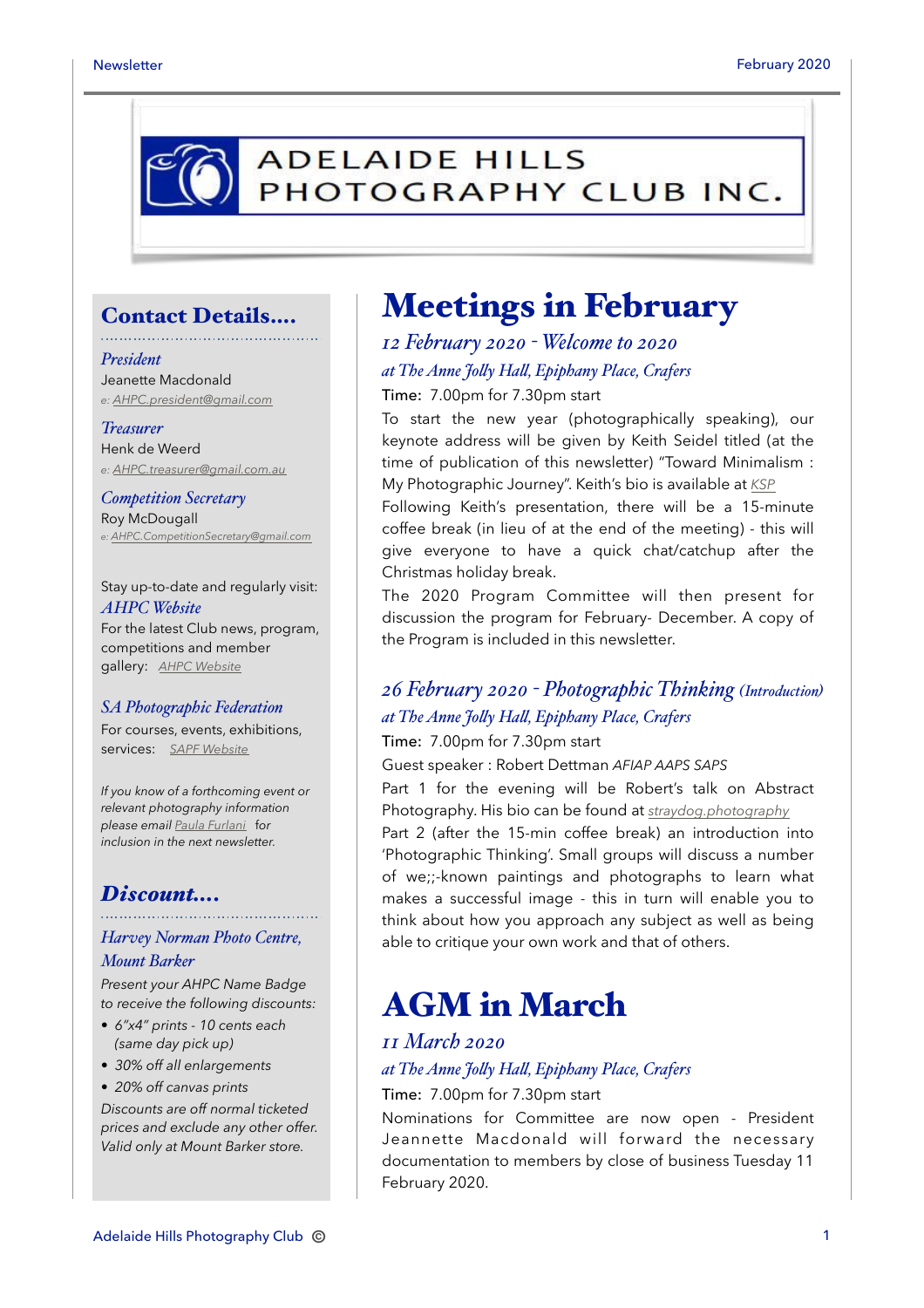ADELAIDE HILLS PHOTOGRAPHY CLUB INC.

## Contact Details....

*President*
Jeanette Macdonald
e: AHPC.president@gmail.com

*Treasurer*
Henk de Weerd
e: AHPC.treasurer@gmail.com.au

*Competition Secretary*
Roy McDougall
e: AHPC.CompetitionSecretary@gmail.com

Stay up-to-date and regularly visit:
*AHPC Website*
For the latest Club news, program, competitions and member gallery: AHPC Website

*SA Photographic Federation*
For courses, events, exhibitions, services: SAPF Website

*If you know of a forthcoming event or relevant photography information please email Paula Furlani for inclusion in the next newsletter.*

## Discount....

*Harvey Norman Photo Centre, Mount Barker*

*Present your AHPC Name Badge to receive the following discounts:*

- *6"x4" prints - 10 cents each (same day pick up)*
- *30% off all enlargements*
- *20% off canvas prints*

*Discounts are off normal ticketed prices and exclude any other offer. Valid only at Mount Barker store.*

# Meetings in February

### *12 February 2020 - Welcome to 2020*

*at The Anne Jolly Hall, Epiphany Place, Crafers*

Time: 7.00pm for 7.30pm start

To start the new year (photographically speaking), our keynote address will be given by Keith Seidel titled (at the time of publication of this newsletter) "Toward Minimalism : My Photographic Journey". Keith's bio is available at KSP

Following Keith's presentation, there will be a 15-minute coffee break (in lieu of at the end of the meeting) - this will give everyone to have a quick chat/catchup after the Christmas holiday break.

The 2020 Program Committee will then present for discussion the program for February- December. A copy of the Program is included in this newsletter.

### *26 February 2020 - Photographic Thinking (Introduction)*

*at The Anne Jolly Hall, Epiphany Place, Crafers*

Time: 7.00pm for 7.30pm start

Guest speaker : Robert Dettman *AFIAP AAPS SAPS*

Part 1 for the evening will be Robert's talk on Abstract Photography. His bio can be found at straydog.photography

Part 2 (after the 15-min coffee break) an introduction into 'Photographic Thinking'. Small groups will discuss a number of we;;-known paintings and photographs to learn what makes a successful image - this in turn will enable you to think about how you approach any subject as well as being able to critique your own work and that of others.

# AGM in March

### *11 March 2020*

*at The Anne Jolly Hall, Epiphany Place, Crafers*

Time: 7.00pm for 7.30pm start

Nominations for Committee are now open - President Jeannette Macdonald will forward the necessary documentation to members by close of business Tuesday 11 February 2020.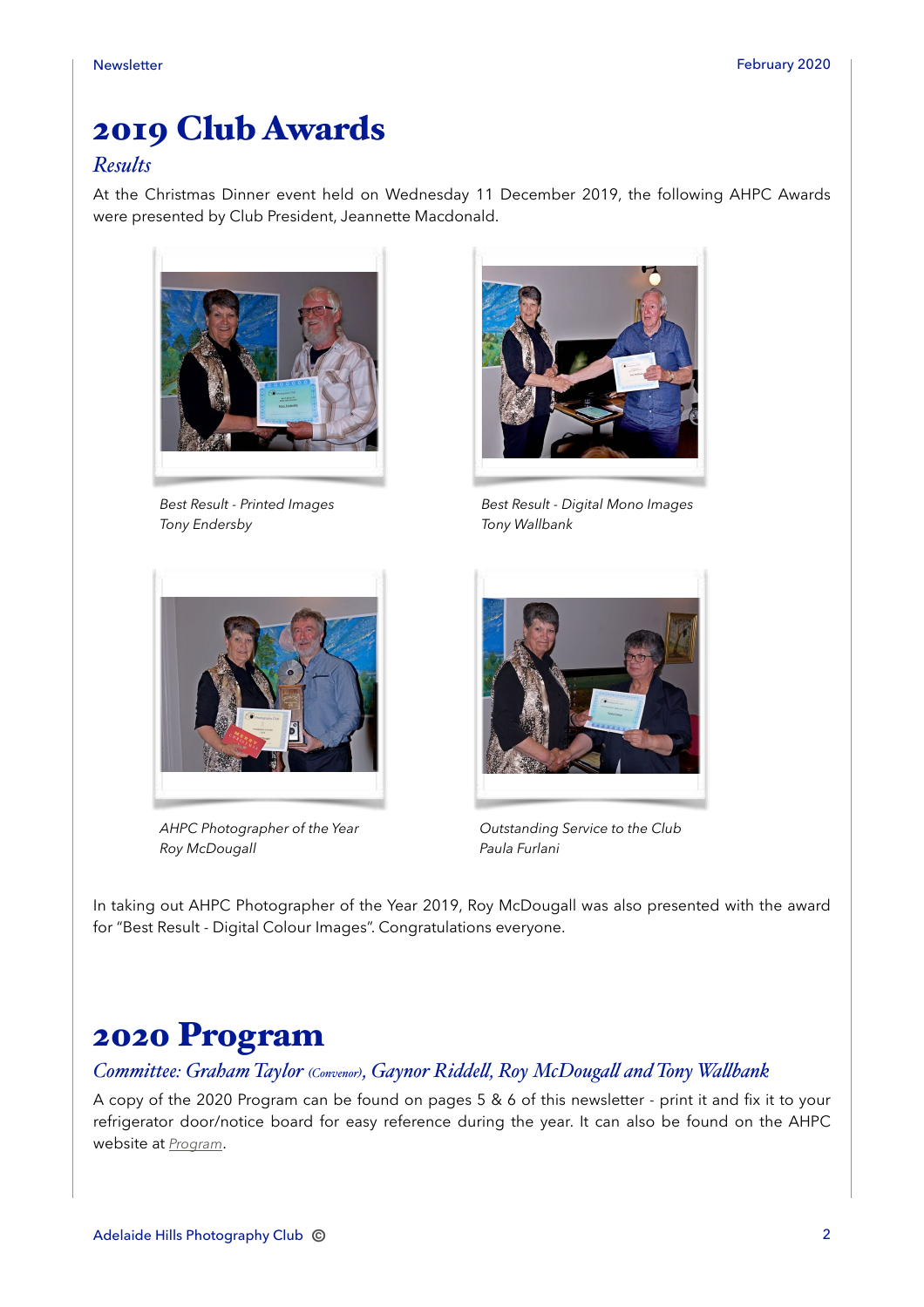# 2019 Club Awards

## *Results*

At the Christmas Dinner event held on Wednesday 11 December 2019, the following AHPC Awards were presented by Club President, Jeannette Macdonald.

*Best Result - Printed Images*
*Tony Endersby*

*Best Result - Digital Mono Images*
*Tony Wallbank*

*AHPC Photographer of the Year*
*Roy McDougall*

*Outstanding Service to the Club*
*Paula Furlani*

In taking out AHPC Photographer of the Year 2019, Roy McDougall was also presented with the award for "Best Result - Digital Colour Images". Congratulations everyone.

# 2020 Program

## *Committee: Graham Taylor (Convenor), Gaynor Riddell, Roy McDougall and Tony Wallbank*

A copy of the 2020 Program can be found on pages 5 & 6 of this newsletter - print it and fix it to your refrigerator door/notice board for easy reference during the year. It can also be found on the AHPC website at *Program*.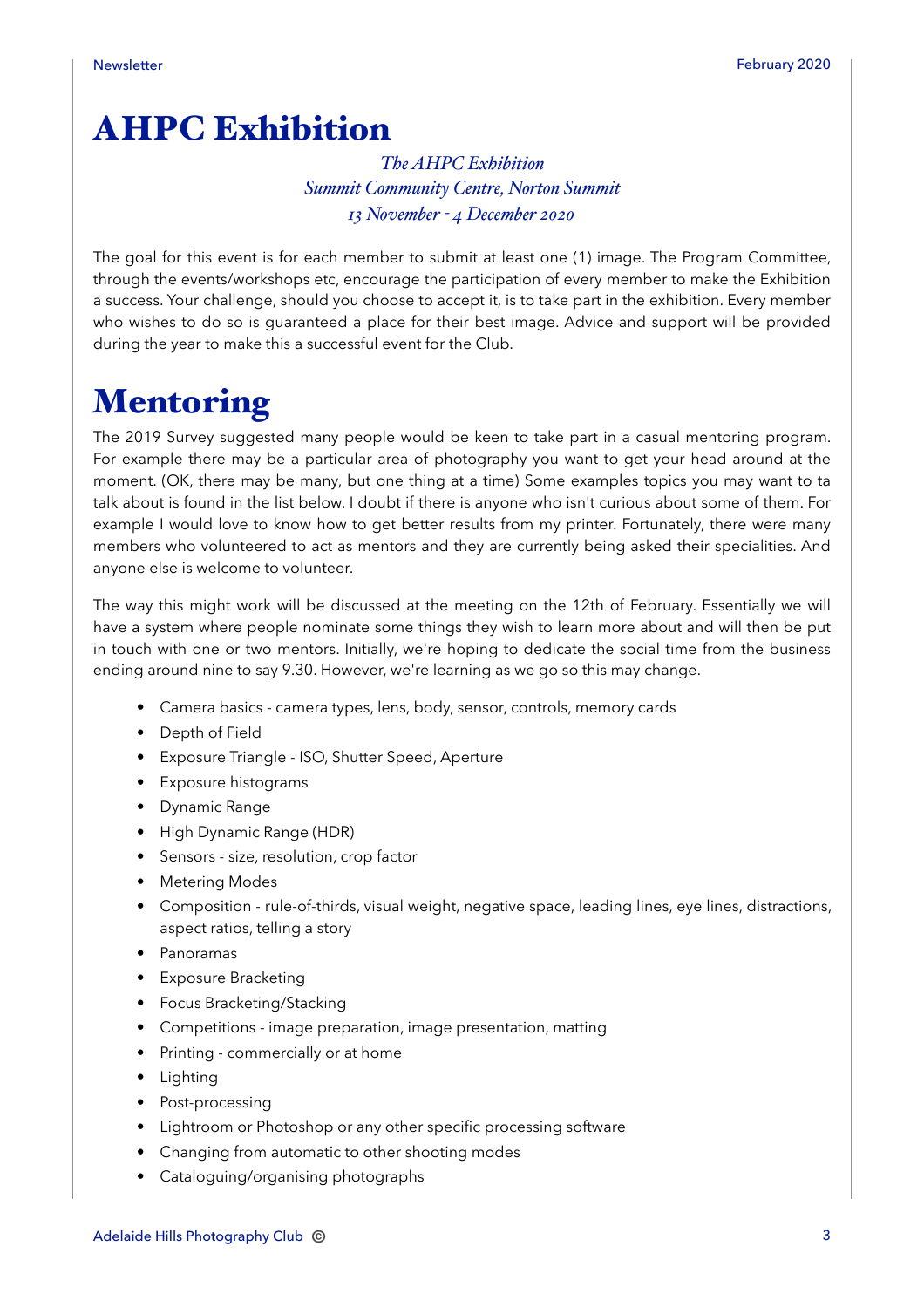# AHPC Exhibition

*The AHPC Exhibition*
*Summit Community Centre, Norton Summit*
*13 November - 4 December 2020*

The goal for this event is for each member to submit at least one (1) image. The Program Committee, through the events/workshops etc, encourage the participation of every member to make the Exhibition a success. Your challenge, should you choose to accept it, is to take part in the exhibition. Every member who wishes to do so is guaranteed a place for their best image. Advice and support will be provided during the year to make this a successful event for the Club.

# Mentoring

The 2019 Survey suggested many people would be keen to take part in a casual mentoring program. For example there may be a particular area of photography you want to get your head around at the moment. (OK, there may be many, but one thing at a time) Some examples topics you may want to ta talk about is found in the list below. I doubt if there is anyone who isn't curious about some of them. For example I would love to know how to get better results from my printer. Fortunately, there were many members who volunteered to act as mentors and they are currently being asked their specialities. And anyone else is welcome to volunteer.

The way this might work will be discussed at the meeting on the 12th of February. Essentially we will have a system where people nominate some things they wish to learn more about and will then be put in touch with one or two mentors. Initially, we're hoping to dedicate the social time from the business ending around nine to say 9.30. However, we're learning as we go so this may change.

- Camera basics - camera types, lens, body, sensor, controls, memory cards
- Depth of Field
- Exposure Triangle - ISO, Shutter Speed, Aperture
- Exposure histograms
- Dynamic Range
- High Dynamic Range (HDR)
- Sensors - size, resolution, crop factor
- Metering Modes
- Composition - rule-of-thirds, visual weight, negative space, leading lines, eye lines, distractions, aspect ratios, telling a story
- Panoramas
- Exposure Bracketing
- Focus Bracketing/Stacking
- Competitions - image preparation, image presentation, matting
- Printing - commercially or at home
- Lighting
- Post-processing
- Lightroom or Photoshop or any other specific processing software
- Changing from automatic to other shooting modes
- Cataloguing/organising photographs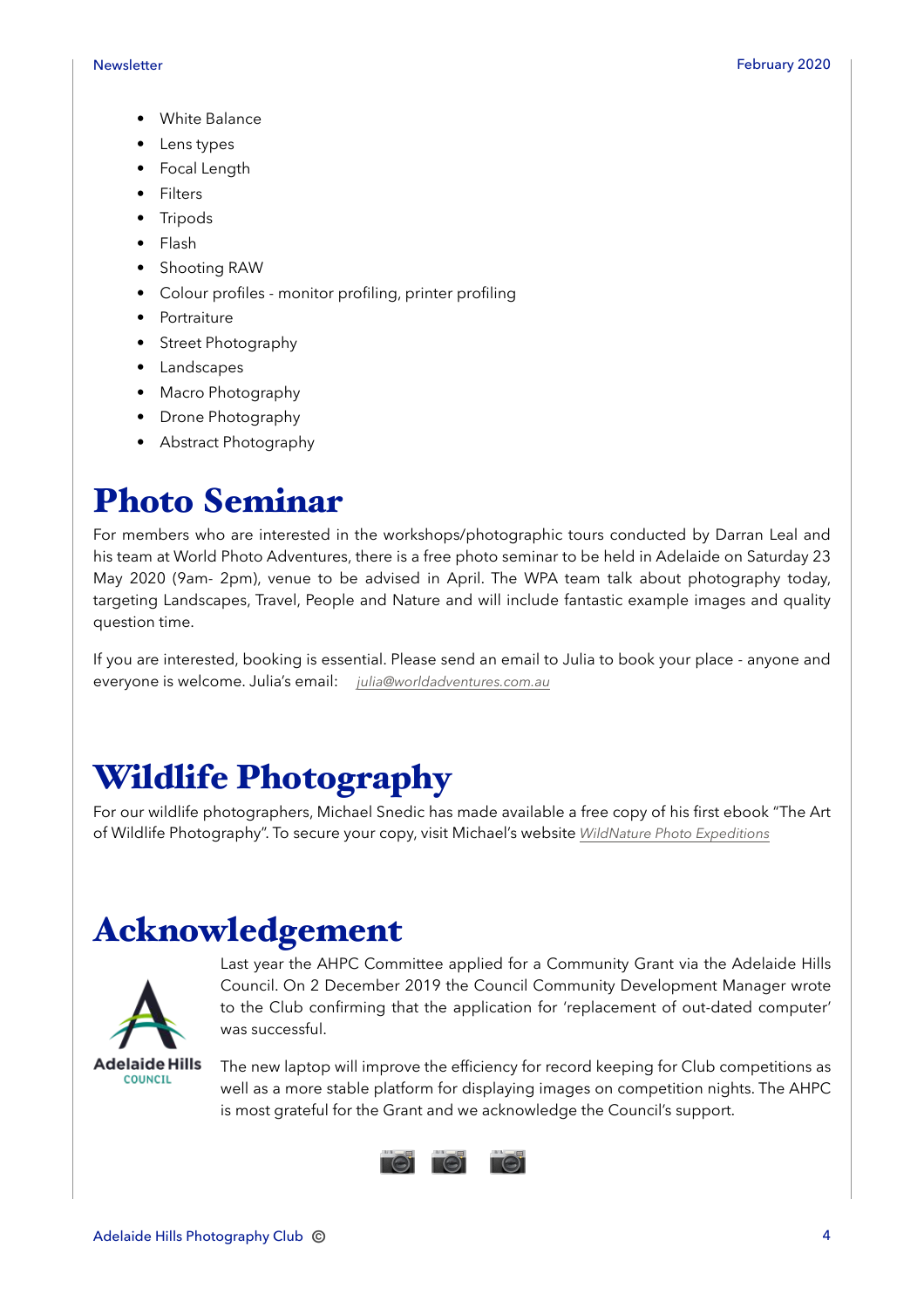- White Balance
- Lens types
- Focal Length
- Filters
- Tripods
- Flash
- Shooting RAW
- Colour profiles - monitor profiling, printer profiling
- Portraiture
- Street Photography
- Landscapes
- Macro Photography
- Drone Photography
- Abstract Photography

# Photo Seminar

For members who are interested in the workshops/photographic tours conducted by Darran Leal and his team at World Photo Adventures, there is a free photo seminar to be held in Adelaide on Saturday 23 May 2020 (9am- 2pm), venue to be advised in April. The WPA team talk about photography today, targeting Landscapes, Travel, People and Nature and will include fantastic example images and quality question time.

If you are interested, booking is essential. Please send an email to Julia to book your place - anyone and everyone is welcome. Julia's email: *julia@worldadventures.com.au*

# Wildlife Photography

For our wildlife photographers, Michael Snedic has made available a free copy of his first ebook "The Art of Wildlife Photography". To secure your copy, visit Michael's website *WildNature Photo Expeditions*

# Acknowledgement

Adelaide Hills COUNCIL

Last year the AHPC Committee applied for a Community Grant via the Adelaide Hills Council. On 2 December 2019 the Council Community Development Manager wrote to the Club confirming that the application for 'replacement of out-dated computer' was successful.

The new laptop will improve the efficiency for record keeping for Club competitions as well as a more stable platform for displaying images on competition nights. The AHPC is most grateful for the Grant and we acknowledge the Council's support.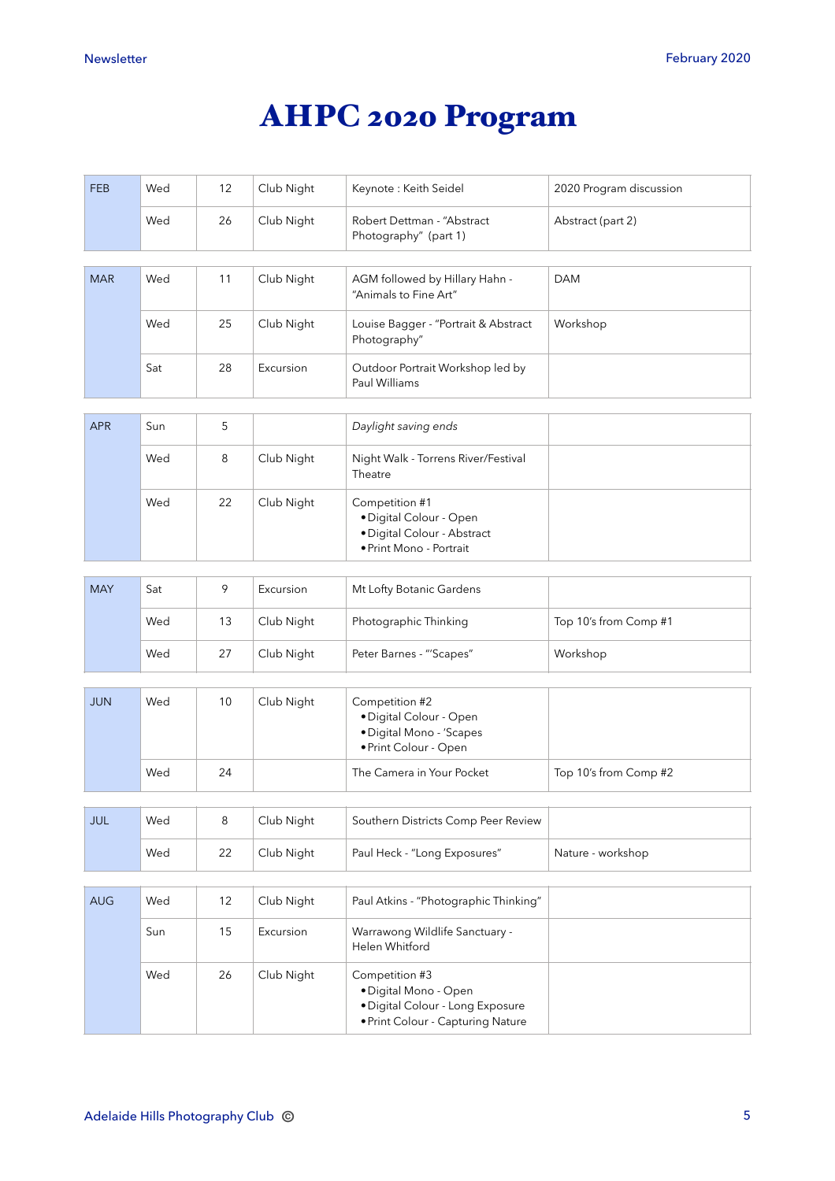# AHPC 2020 Program

| Month | Day | Date | Type | Event | Notes |
|---|---|---|---|---|---|
| FEB | Wed | 12 | Club Night | Keynote : Keith Seidel | 2020 Program discussion |
| | Wed | 26 | Club Night | Robert Dettman - "Abstract Photography" (part 1) | Abstract (part 2) |
| MAR | Wed | 11 | Club Night | AGM followed by Hillary Hahn - "Animals to Fine Art" | DAM |
| | Wed | 25 | Club Night | Louise Bagger - "Portrait & Abstract Photography" | Workshop |
| | Sat | 28 | Excursion | Outdoor Portrait Workshop led by Paul Williams | |
| APR | Sun | 5 | | *Daylight saving ends* | |
| | Wed | 8 | Club Night | Night Walk - Torrens River/Festival Theatre | |
| | Wed | 22 | Club Night | Competition #1<br>• Digital Colour - Open<br>• Digital Colour - Abstract<br>• Print Mono - Portrait | |
| MAY | Sat | 9 | Excursion | Mt Lofty Botanic Gardens | |
| | Wed | 13 | Club Night | Photographic Thinking | Top 10's from Comp #1 |
| | Wed | 27 | Club Night | Peter Barnes - "'Scapes" | Workshop |
| JUN | Wed | 10 | Club Night | Competition #2<br>• Digital Colour - Open<br>• Digital Mono - 'Scapes<br>• Print Colour - Open | |
| | Wed | 24 | | The Camera in Your Pocket | Top 10's from Comp #2 |
| JUL | Wed | 8 | Club Night | Southern Districts Comp Peer Review | |
| | Wed | 22 | Club Night | Paul Heck - "Long Exposures" | Nature - workshop |
| AUG | Wed | 12 | Club Night | Paul Atkins - "Photographic Thinking" | |
| | Sun | 15 | Excursion | Warrawong Wildlife Sanctuary - Helen Whitford | |
| | Wed | 26 | Club Night | Competition #3<br>• Digital Mono - Open<br>• Digital Colour - Long Exposure<br>• Print Colour - Capturing Nature | |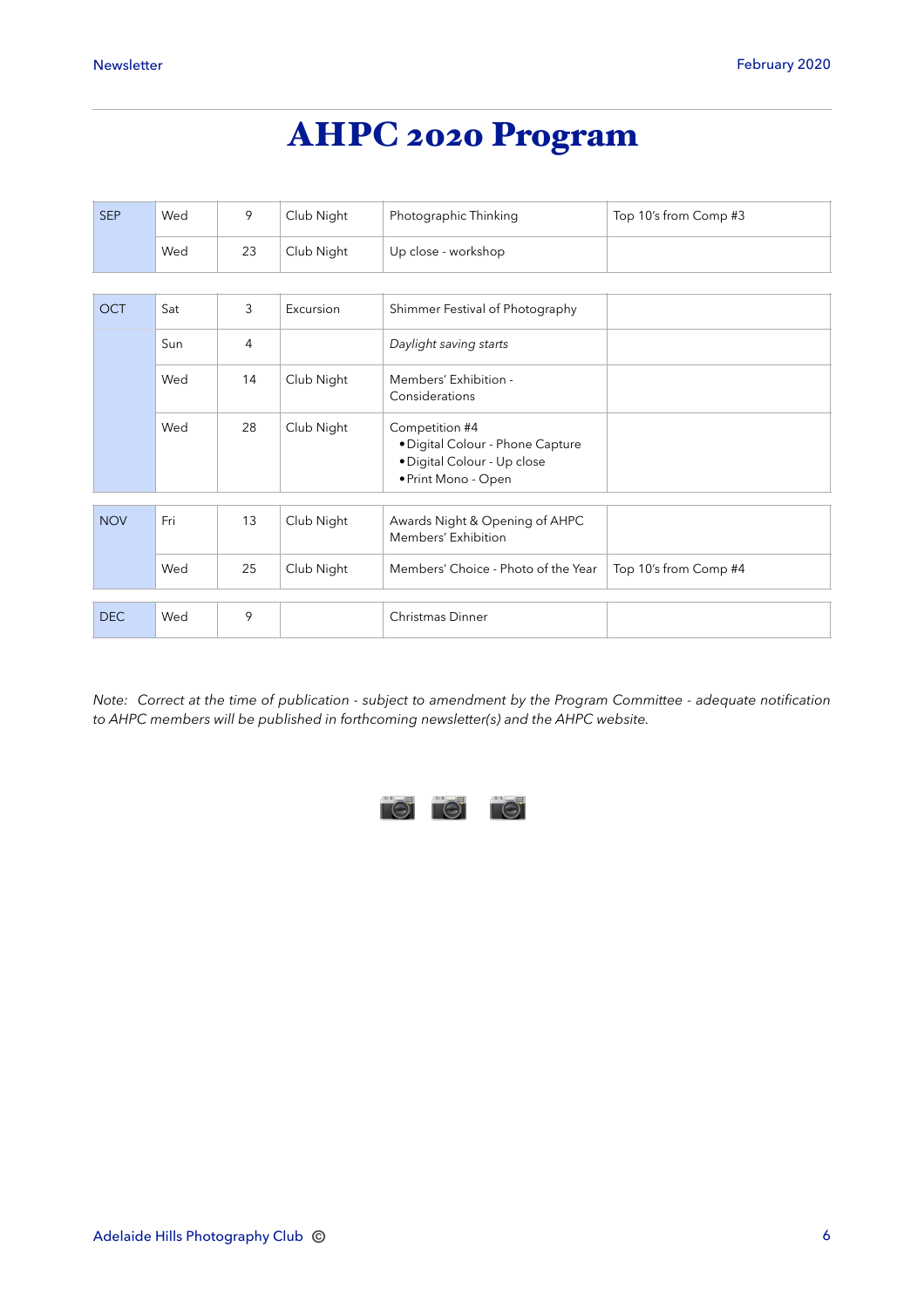# AHPC 2020 Program

| | | | | | |
|---|---|---|---|---|---|
| SEP | Wed | 9 | Club Night | Photographic Thinking | Top 10's from Comp #3 |
| | Wed | 23 | Club Night | Up close - workshop | |
| OCT | Sat | 3 | Excursion | Shimmer Festival of Photography | |
| | Sun | 4 | | *Daylight saving starts* | |
| | Wed | 14 | Club Night | Members' Exhibition - Considerations | |
| | Wed | 28 | Club Night | Competition #4<br>• Digital Colour - Phone Capture<br>• Digital Colour - Up close<br>• Print Mono - Open | |
| NOV | Fri | 13 | Club Night | Awards Night & Opening of AHPC Members' Exhibition | |
| | Wed | 25 | Club Night | Members' Choice - Photo of the Year | Top 10's from Comp #4 |
| DEC | Wed | 9 | | Christmas Dinner | |

*Note: Correct at the time of publication - subject to amendment by the Program Committee - adequate notification to AHPC members will be published in forthcoming newsletter(s) and the AHPC website.*